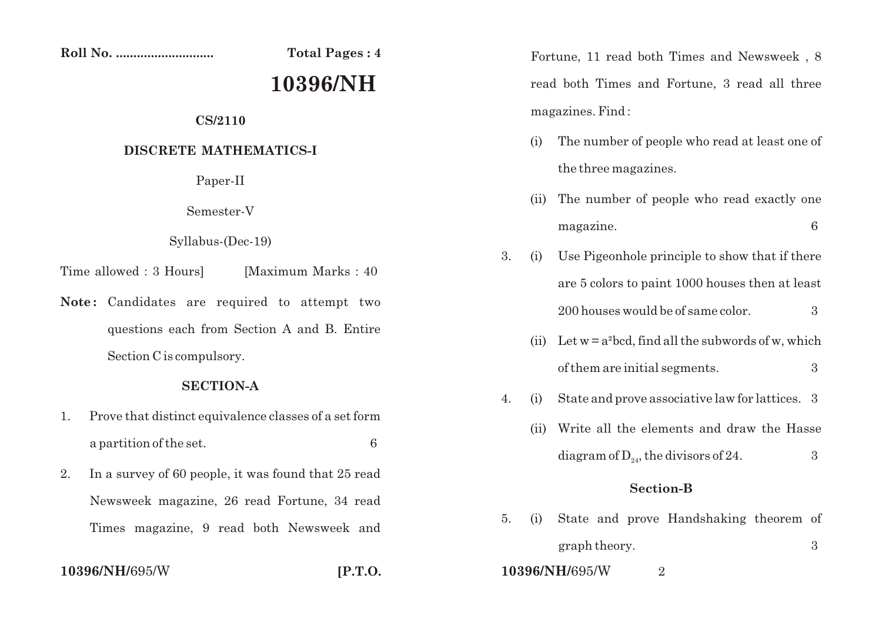Roll No. ........................... **Total Pages : 4**

# 10396/NH

**CS/2110**

**DISCRETE MATHEMATICS-I**

Paper-II

Semester-V

Syllabus-(Dec-19)

Time allowed : 3 Hours] [Maximum Marks : 40

**Note :** Candidates are required to attempt two questions each from Section A and B. Entire Section C is compulsory.

## SECTION-A

1. Prove that distinct equivalence classes of a set form a partition of the set. 6

2. In a survey of 60 people, it was found that 25 read Newsweek magazine, 26 read Fortune, 34 read Times magazine, 9 read both Newsweek and Fortune, 11 read both Times and Newsweek , 8 read both Times and Fortune, 3 read all three magazines. Find :

   (i) The number of people who read at least one of the three magazines.

   (ii) The number of people who read exactly one magazine. 6

3. (i) Use Pigeonhole principle to show that if there are 5 colors to paint 1000 houses then at least 200 houses would be of same color. 3

   (ii) Let $w = a^2bcd$, find all the subwords of w, which of them are initial segments. 3

4. (i) State and prove associative law for lattices. 3

   (ii) Write all the elements and draw the Hasse diagram of $D_{24}$, the divisors of 24. 3

## Section-B

5. (i) State and prove Handshaking theorem of graph theory. 3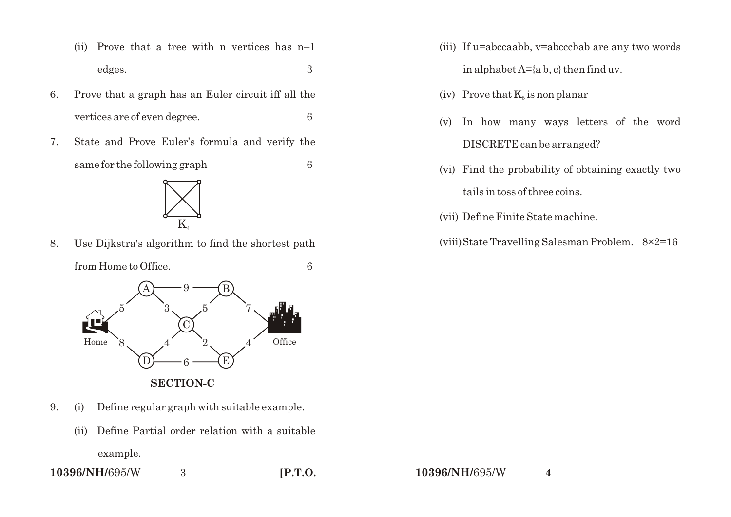(ii) Prove that a tree with n vertices has n–1 edges. 3

6. Prove that a graph has an Euler circuit iff all the vertices are of even degree. 6

7. State and Prove Euler's formula and verify the same for the following graph 6

$K_4$

8. Use Dijkstra's algorithm to find the shortest path from Home to Office. 6

A 9 B
5 3 5 7
Home C Office
8 4 2 4
D 6 E

## SECTION-C

9. (i) Define regular graph with suitable example.

   (ii) Define Partial order relation with a suitable example.

   (iii) If u=abccaabb, v=abcccbab are any two words in alphabet A={a b, c} then find uv.

   (iv) Prove that $K_5$ is non planar

   (v) In how many ways letters of the word DISCRETE can be arranged?

   (vi) Find the probability of obtaining exactly two tails in toss of three coins.

   (vii) Define Finite State machine.

   (viii) State Travelling Salesman Problem. 8×2=16